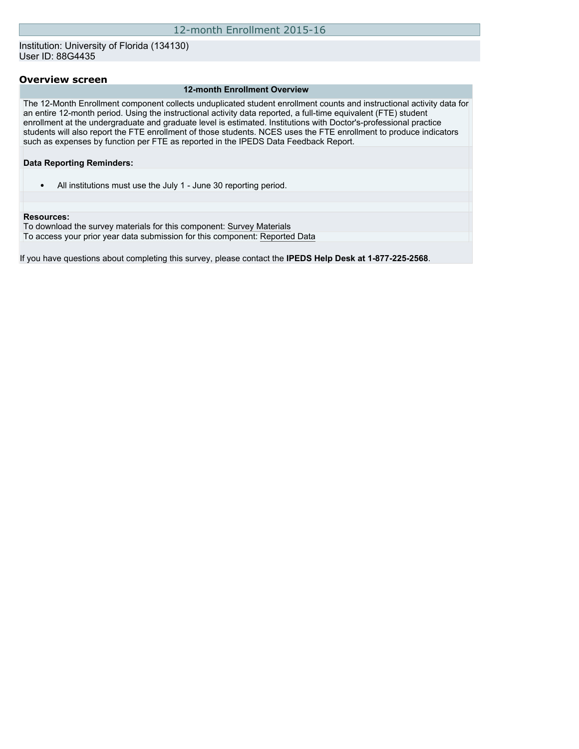# 12-month Enrollment 2015-16

Institution: University of Florida (134130)
User ID: 88G4435

## Overview screen

### 12-month Enrollment Overview

The 12-Month Enrollment component collects unduplicated student enrollment counts and instructional activity data for an entire 12-month period. Using the instructional activity data reported, a full-time equivalent (FTE) student enrollment at the undergraduate and graduate level is estimated. Institutions with Doctor's-professional practice students will also report the FTE enrollment of those students. NCES uses the FTE enrollment to produce indicators such as expenses by function per FTE as reported in the IPEDS Data Feedback Report.

**Data Reporting Reminders:**

- All institutions must use the July 1 - June 30 reporting period.

**Resources:**
To download the survey materials for this component: Survey Materials
To access your prior year data submission for this component: Reported Data

If you have questions about completing this survey, please contact the **IPEDS Help Desk at 1-877-225-2568**.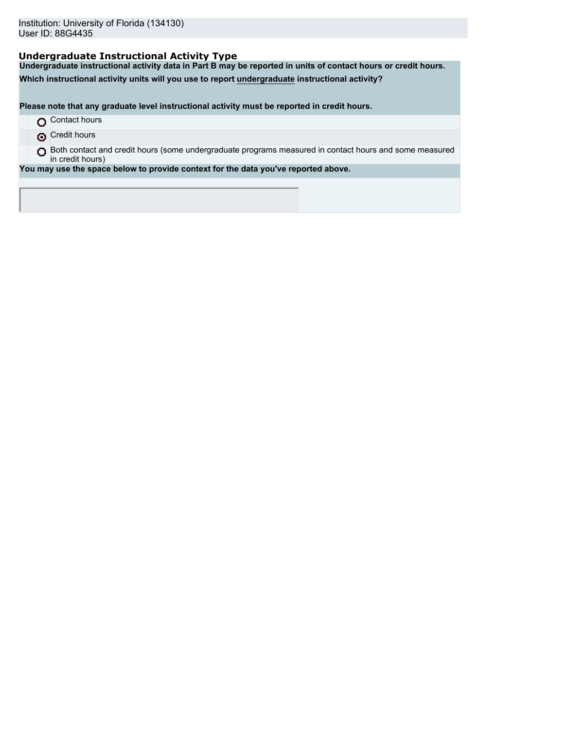Institution: University of Florida (134130)
User ID: 88G4435

## Undergraduate Instructional Activity Type

**Undergraduate instructional activity data in Part B may be reported in units of contact hours or credit hours.**

**Which instructional activity units will you use to report undergraduate instructional activity?**

**Please note that any graduate level instructional activity must be reported in credit hours.**

- ○ Contact hours
- ◉ Credit hours
- ○ Both contact and credit hours (some undergraduate programs measured in contact hours and some measured in credit hours)

**You may use the space below to provide context for the data you've reported above.**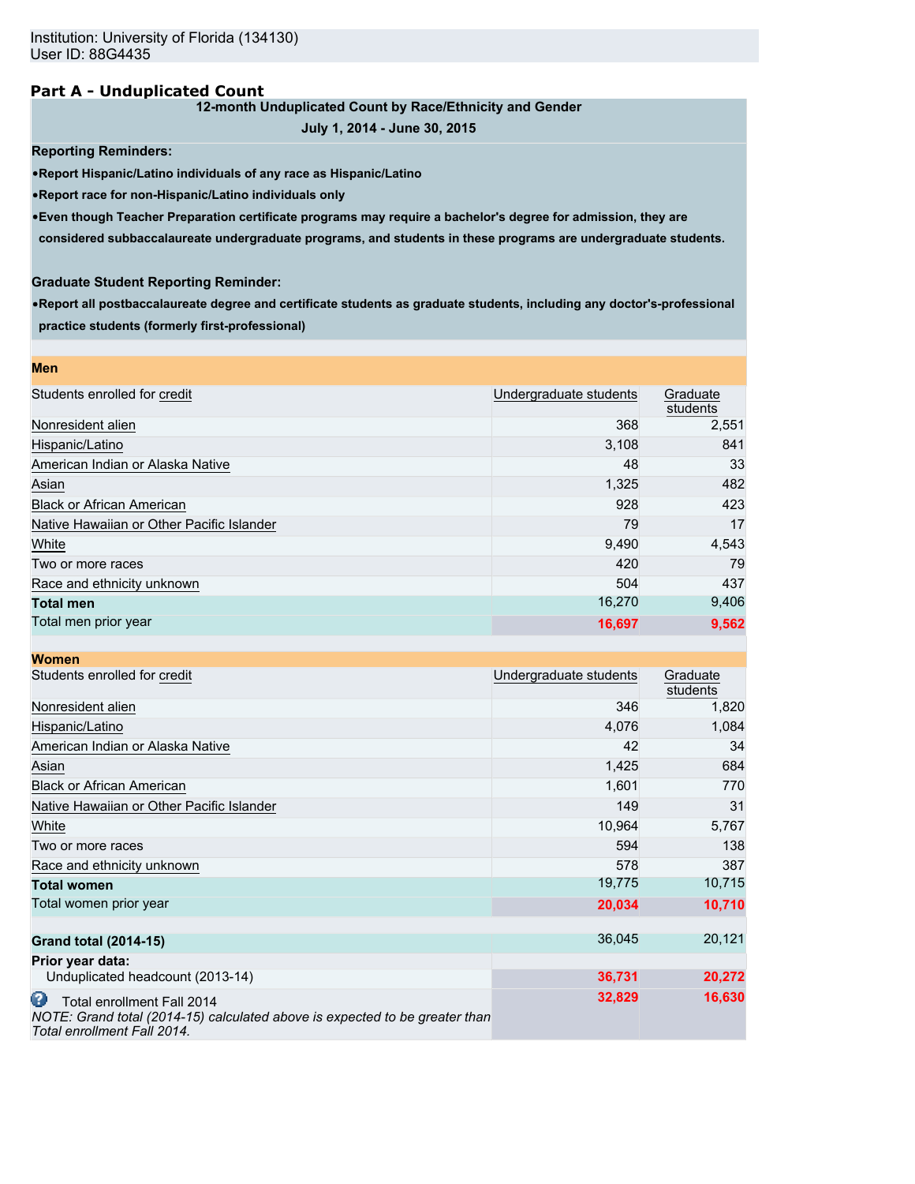Institution: University of Florida (134130)
User ID: 88G4435

## Part A - Unduplicated Count

**12-month Unduplicated Count by Race/Ethnicity and Gender**

**July 1, 2014 - June 30, 2015**

**Reporting Reminders:**

- **Report Hispanic/Latino individuals of any race as Hispanic/Latino**
- **Report race for non-Hispanic/Latino individuals only**
- **Even though Teacher Preparation certificate programs may require a bachelor's degree for admission, they are considered subbaccalaureate undergraduate programs, and students in these programs are undergraduate students.**

**Graduate Student Reporting Reminder:**

- **Report all postbaccalaureate degree and certificate students as graduate students, including any doctor's-professional practice students (formerly first-professional)**

**Men**

| Students enrolled for credit | Undergraduate students | Graduate students |
|---|---|---|
| Nonresident alien | 368 | 2,551 |
| Hispanic/Latino | 3,108 | 841 |
| American Indian or Alaska Native | 48 | 33 |
| Asian | 1,325 | 482 |
| Black or African American | 928 | 423 |
| Native Hawaiian or Other Pacific Islander | 79 | 17 |
| White | 9,490 | 4,543 |
| Two or more races | 420 | 79 |
| Race and ethnicity unknown | 504 | 437 |
| **Total men** | 16,270 | 9,406 |
| Total men prior year | 16,697 | 9,562 |

**Women**

| Students enrolled for credit | Undergraduate students | Graduate students |
|---|---|---|
| Nonresident alien | 346 | 1,820 |
| Hispanic/Latino | 4,076 | 1,084 |
| American Indian or Alaska Native | 42 | 34 |
| Asian | 1,425 | 684 |
| Black or African American | 1,601 | 770 |
| Native Hawaiian or Other Pacific Islander | 149 | 31 |
| White | 10,964 | 5,767 |
| Two or more races | 594 | 138 |
| Race and ethnicity unknown | 578 | 387 |
| **Total women** | 19,775 | 10,715 |
| Total women prior year | 20,034 | 10,710 |

| | Undergraduate students | Graduate students |
|---|---|---|
| **Grand total (2014-15)** | 36,045 | 20,121 |
| **Prior year data:** | | |
| Unduplicated headcount (2013-14) | 36,731 | 20,272 |
| Total enrollment Fall 2014<br>*NOTE: Grand total (2014-15) calculated above is expected to be greater than Total enrollment Fall 2014.* | 32,829 | 16,630 |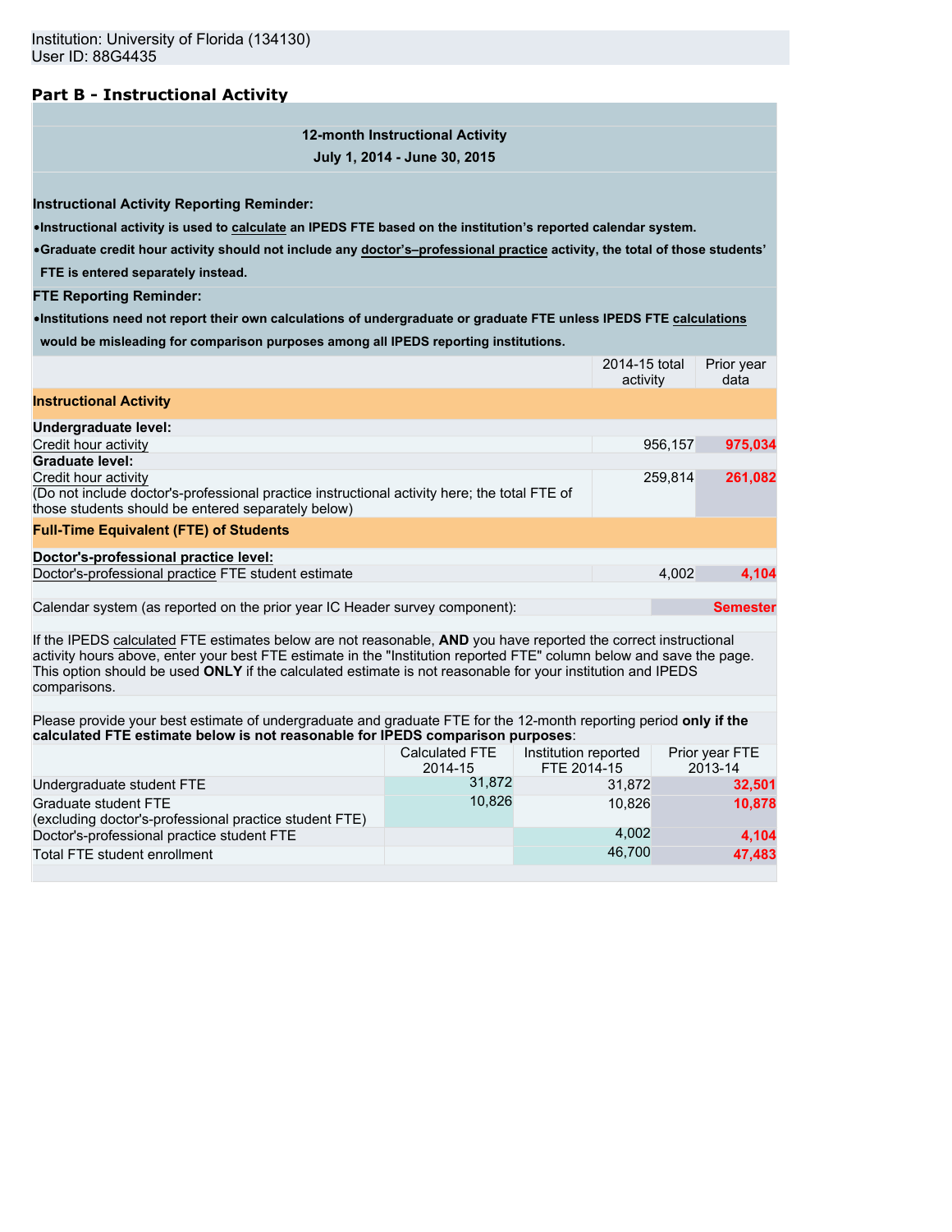Institution: University of Florida (134130)
User ID: 88G4435

## Part B - Instructional Activity

**12-month Instructional Activity**
**July 1, 2014 - June 30, 2015**

**Instructional Activity Reporting Reminder:**

- **Instructional activity is used to calculate an IPEDS FTE based on the institution's reported calendar system.**
- **Graduate credit hour activity should not include any doctor's–professional practice activity, the total of those students' FTE is entered separately instead.**

**FTE Reporting Reminder:**

- **Institutions need not report their own calculations of undergraduate or graduate FTE unless IPEDS FTE calculations would be misleading for comparison purposes among all IPEDS reporting institutions.**

| | 2014-15 total activity | Prior year data |
|---|---|---|
| **Instructional Activity** | | |
| **Undergraduate level:** | | |
| Credit hour activity | 956,157 | 975,034 |
| **Graduate level:** | | |
| Credit hour activity (Do not include doctor's-professional practice instructional activity here; the total FTE of those students should be entered separately below) | 259,814 | 261,082 |
| **Full-Time Equivalent (FTE) of Students** | | |
| **Doctor's-professional practice level:** | | |
| Doctor's-professional practice FTE student estimate | 4,002 | 4,104 |
| Calendar system (as reported on the prior year IC Header survey component): | | Semester |

If the IPEDS calculated FTE estimates below are not reasonable, **AND** you have reported the correct instructional activity hours above, enter your best FTE estimate in the "Institution reported FTE" column below and save the page. This option should be used **ONLY** if the calculated estimate is not reasonable for your institution and IPEDS comparisons.

Please provide your best estimate of undergraduate and graduate FTE for the 12-month reporting period **only if the calculated FTE estimate below is not reasonable for IPEDS comparison purposes**:

| | Calculated FTE 2014-15 | Institution reported FTE 2014-15 | Prior year FTE 2013-14 |
|---|---|---|---|
| Undergraduate student FTE | 31,872 | 31,872 | 32,501 |
| Graduate student FTE (excluding doctor's-professional practice student FTE) | 10,826 | 10,826 | 10,878 |
| Doctor's-professional practice student FTE | | 4,002 | 4,104 |
| Total FTE student enrollment | | 46,700 | 47,483 |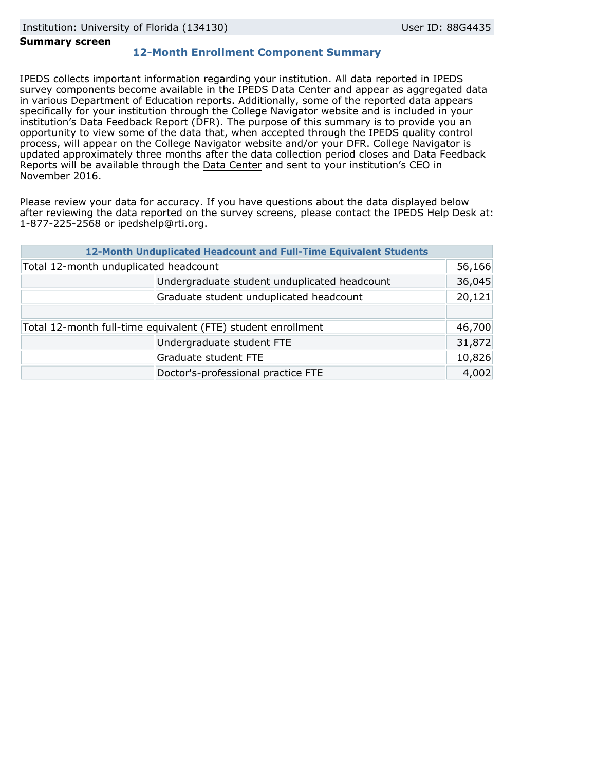Institution: University of Florida (134130) User ID: 88G4435

**Summary screen**

## 12-Month Enrollment Component Summary

IPEDS collects important information regarding your institution. All data reported in IPEDS survey components become available in the IPEDS Data Center and appear as aggregated data in various Department of Education reports. Additionally, some of the reported data appears specifically for your institution through the College Navigator website and is included in your institution's Data Feedback Report (DFR). The purpose of this summary is to provide you an opportunity to view some of the data that, when accepted through the IPEDS quality control process, will appear on the College Navigator website and/or your DFR. College Navigator is updated approximately three months after the data collection period closes and Data Feedback Reports will be available through the Data Center and sent to your institution's CEO in November 2016.

Please review your data for accuracy. If you have questions about the data displayed below after reviewing the data reported on the survey screens, please contact the IPEDS Help Desk at: 1-877-225-2568 or ipedshelp@rti.org.

| 12-Month Unduplicated Headcount and Full-Time Equivalent Students | | |
|---|---|---|
| Total 12-month unduplicated headcount | | 56,166 |
| | Undergraduate student unduplicated headcount | 36,045 |
| | Graduate student unduplicated headcount | 20,121 |
| | | |
| Total 12-month full-time equivalent (FTE) student enrollment | | 46,700 |
| | Undergraduate student FTE | 31,872 |
| | Graduate student FTE | 10,826 |
| | Doctor's-professional practice FTE | 4,002 |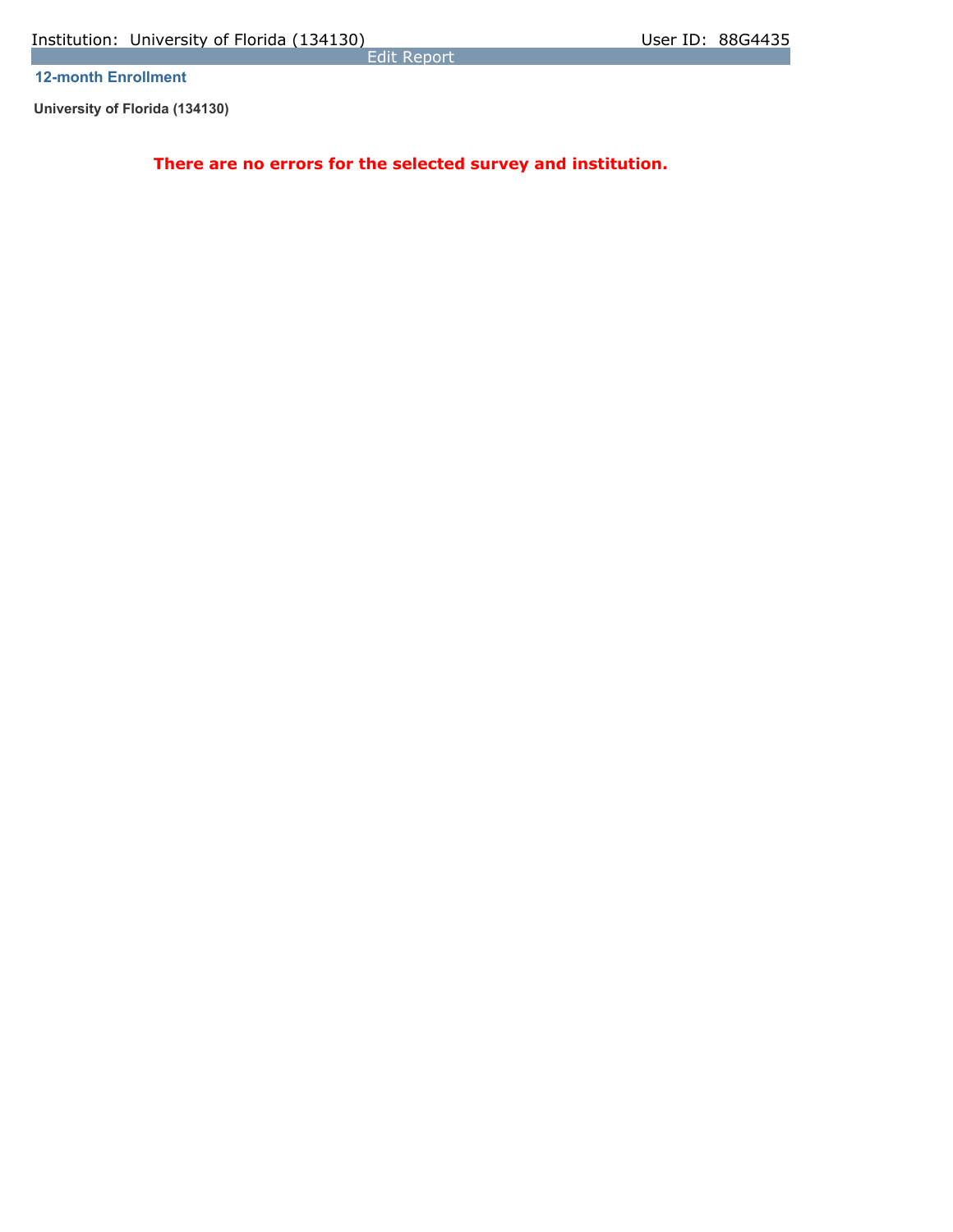Institution: University of Florida (134130) User ID: 88G4435

Edit Report

### 12-month Enrollment

**University of Florida (134130)**

**There are no errors for the selected survey and institution.**